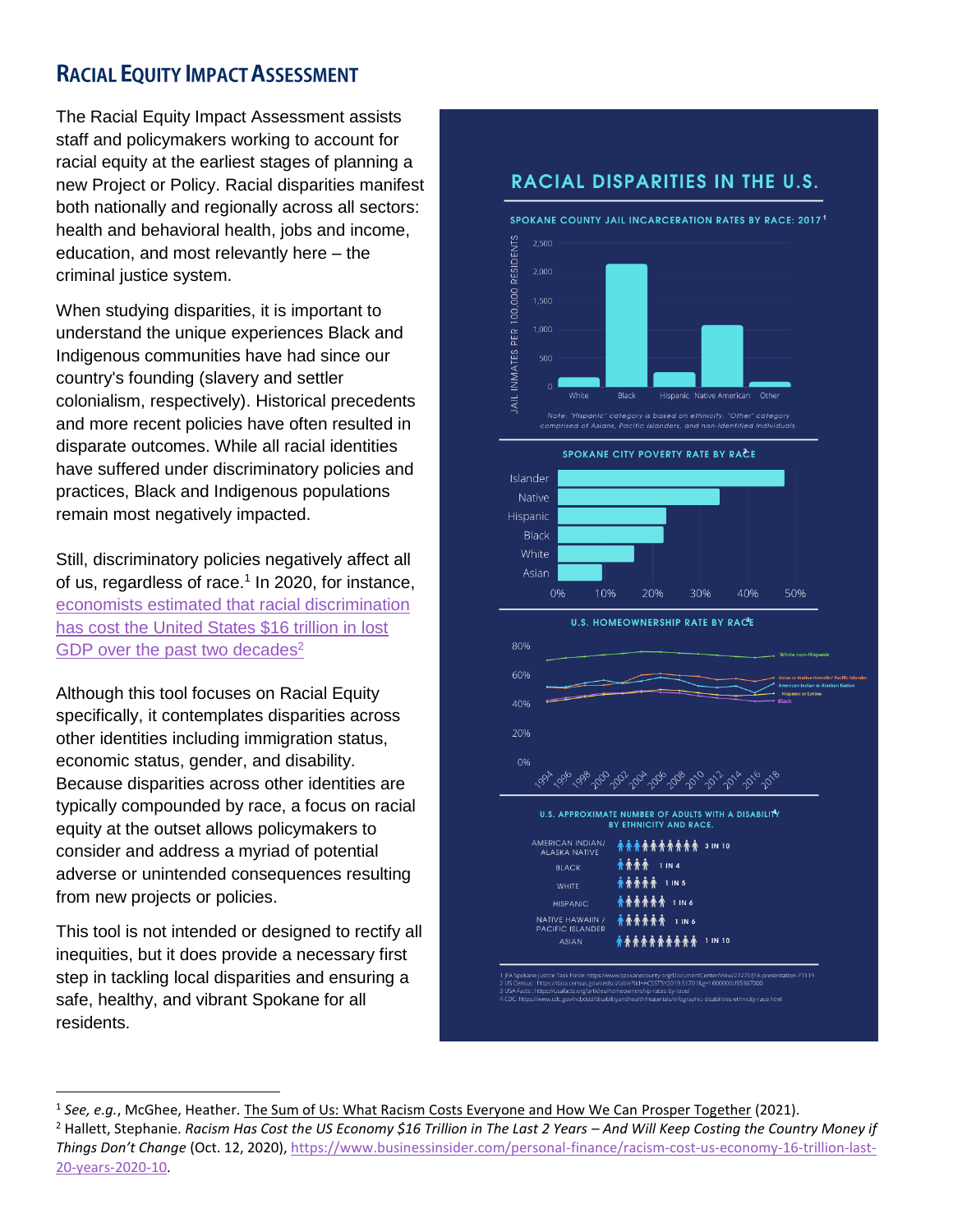## RACIAL EQUITY IMPACT ASSESSMENT

The Racial Equity Impact Assessment assists staff and policymakers working to account for racial equity at the earliest stages of planning a new Project or Policy. Racial disparities manifest both nationally and regionally across all sectors: health and behavioral health, jobs and income, education, and most relevantly here – the criminal justice system.

When studying disparities, it is important to understand the unique experiences Black and Indigenous communities have had since our country's founding (slavery and settler colonialism, respectively). Historical precedents and more recent policies have often resulted in disparate outcomes. While all racial identities have suffered under discriminatory policies and practices, Black and Indigenous populations remain most negatively impacted.

Still, discriminatory policies negatively affect all of us, regardless of race.[1] In 2020, for instance, [economists estimated that racial discrimination has cost the United States $16 trillion in lost GDP over the past two decades][2]

Although this tool focuses on Racial Equity specifically, it contemplates disparities across other identities including immigration status, economic status, gender, and disability. Because disparities across other identities are typically compounded by race, a focus on racial equity at the outset allows policymakers to consider and address a myriad of potential adverse or unintended consequences resulting from new projects or policies.

This tool is not intended or designed to rectify all inequities, but it does provide a necessary first step in tackling local disparities and ensuring a safe, healthy, and vibrant Spokane for all residents.

### RACIAL DISPARITIES IN THE U.S.

**SPOKANE COUNTY JAIL INCARCERATION RATES BY RACE: 2017[1]**

Note: "Hispanic" category is based on ethnicity. "Other" category comprised of Asians, Pacific Islanders, and non-identified individuals.

**SPOKANE CITY POVERTY RATE BY RACE**

**U.S. HOMEOWNERSHIP RATE BY RACE**

**U.S. APPROXIMATE NUMBER OF ADULTS WITH A DISABILITY BY ETHNICITY AND RACE.**

| Group | Rate |
| --- | --- |
| AMERICAN INDIAN/ ALASKA NATIVE | 3 IN 10 |
| BLACK | 1 IN 4 |
| WHITE | 1 IN 5 |
| HISPANIC | 1 IN 6 |
| NATIVE HAWAIIN / PACIFIC ISLANDER | 1 IN 6 |
| ASIAN | 1 IN 10 |

1 JFA Spokane Justice Task Force: https://www.spokanecounty.org/DocumentCenter/View/27278/JFA-presentation-73119
2 US Census : https://data.census.gov/cedsci/table?tid=ACSST5Y2019.S1701&g=1600000US5367000
3 USA Facts : https://usafacts.org/articles/homeownership-rates-by-race/
4 CDC: https://www.cdc.gov/ncbddd/disabilityandhealth/materials/infographic-disabilities-ethnicity-race.html

---

[1] *See, e.g.*, McGhee, Heather. The Sum of Us: What Racism Costs Everyone and How We Can Prosper Together (2021).

[2] Hallett, Stephanie. *Racism Has Cost the US Economy $16 Trillion in The Last 2 Years – And Will Keep Costing the Country Money if Things Don't Change* (Oct. 12, 2020), https://www.businessinsider.com/personal-finance/racism-cost-us-economy-16-trillion-last-20-years-2020-10.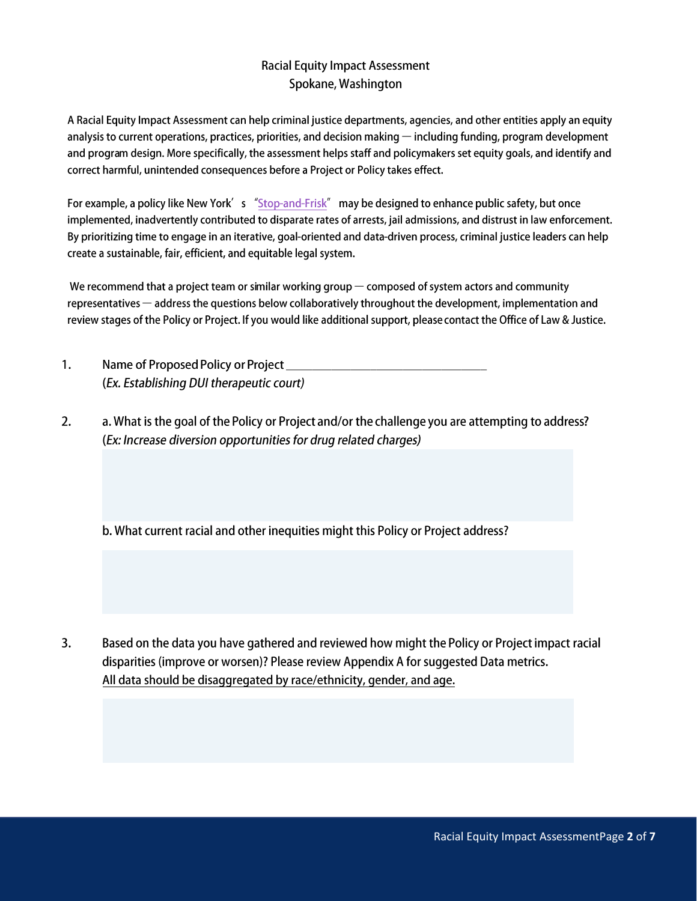# Racial Equity Impact Assessment
## Spokane, Washington

A Racial Equity Impact Assessment can help criminal justice departments, agencies, and other entities apply an equity analysis to current operations, practices, priorities, and decision making — including funding, program development and program design. More specifically, the assessment helps staff and policymakers set equity goals, and identify and correct harmful, unintended consequences before a Project or Policy takes effect.

For example, a policy like New York's "Stop-and-Frisk" may be designed to enhance public safety, but once implemented, inadvertently contributed to disparate rates of arrests, jail admissions, and distrust in law enforcement. By prioritizing time to engage in an iterative, goal-oriented and data-driven process, criminal justice leaders can help create a sustainable, fair, efficient, and equitable legal system.

We recommend that a project team or similar working group — composed of system actors and community representatives — address the questions below collaboratively throughout the development, implementation and review stages of the Policy or Project. If you would like additional support, please contact the Office of Law & Justice.

1. Name of Proposed Policy or Project ________________________________
   (*Ex. Establishing DUI therapeutic court)*

2. a. What is the goal of the Policy or Project and/or the challenge you are attempting to address? (*Ex: Increase diversion opportunities for drug related charges)*

   b. What current racial and other inequities might this Policy or Project address?

3. Based on the data you have gathered and reviewed how might the Policy or Project impact racial disparities (improve or worsen)? Please review Appendix A for suggested Data metrics.
   <u>All data should be disaggregated by race/ethnicity, gender, and age.</u>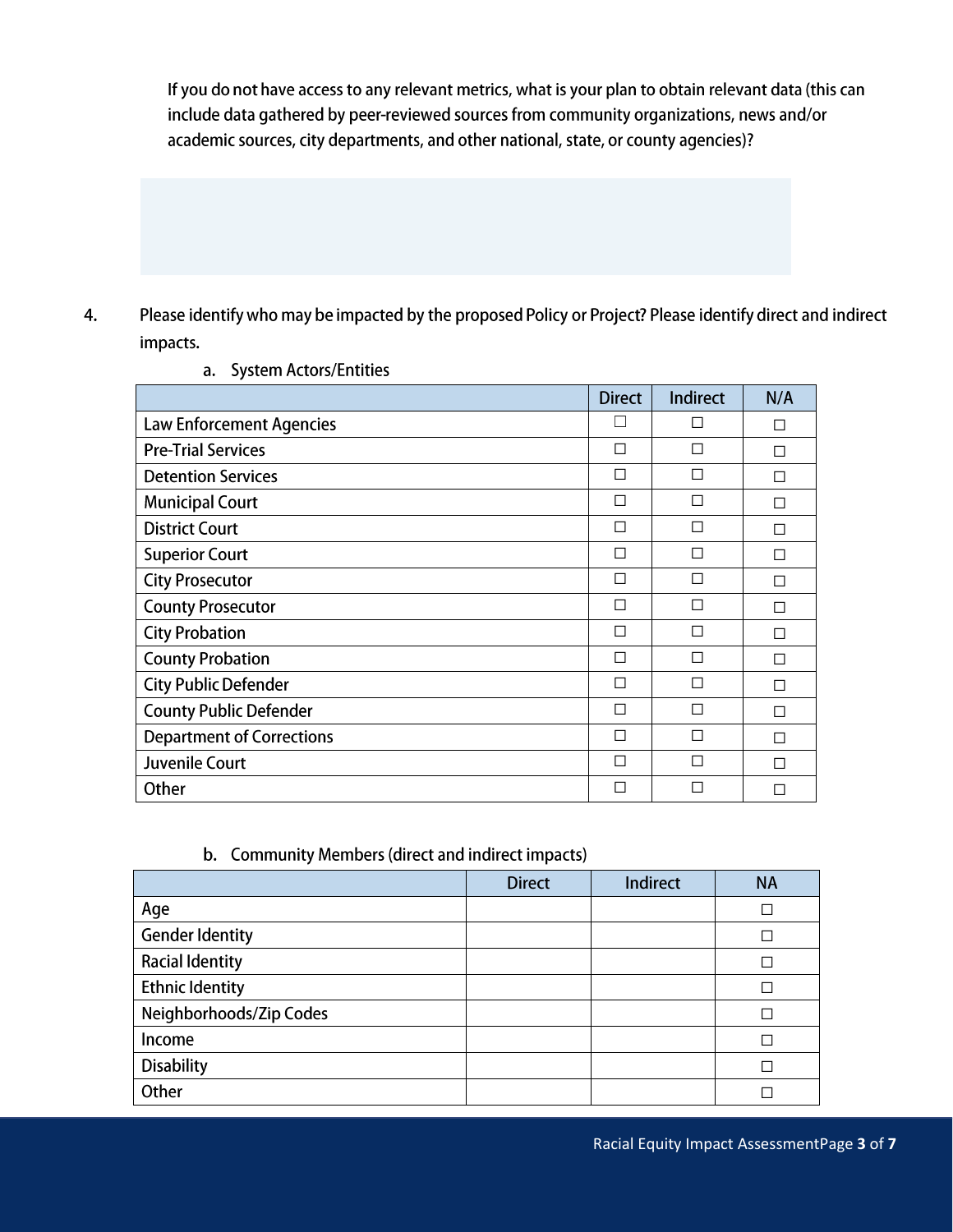If you do not have access to any relevant metrics, what is your plan to obtain relevant data (this can include data gathered by peer-reviewed sources from community organizations, news and/or academic sources, city departments, and other national, state, or county agencies)?

4. Please identify who may be impacted by the proposed Policy or Project? Please identify direct and indirect impacts.

a. System Actors/Entities

| | Direct | Indirect | N/A |
|---|---|---|---|
| Law Enforcement Agencies | ☐ | ☐ | ☐ |
| Pre-Trial Services | ☐ | ☐ | ☐ |
| Detention Services | ☐ | ☐ | ☐ |
| Municipal Court | ☐ | ☐ | ☐ |
| District Court | ☐ | ☐ | ☐ |
| Superior Court | ☐ | ☐ | ☐ |
| City Prosecutor | ☐ | ☐ | ☐ |
| County Prosecutor | ☐ | ☐ | ☐ |
| City Probation | ☐ | ☐ | ☐ |
| County Probation | ☐ | ☐ | ☐ |
| City Public Defender | ☐ | ☐ | ☐ |
| County Public Defender | ☐ | ☐ | ☐ |
| Department of Corrections | ☐ | ☐ | ☐ |
| Juvenile Court | ☐ | ☐ | ☐ |
| Other | ☐ | ☐ | ☐ |

b. Community Members (direct and indirect impacts)

| | Direct | Indirect | NA |
|---|---|---|---|
| Age | | | ☐ |
| Gender Identity | | | ☐ |
| Racial Identity | | | ☐ |
| Ethnic Identity | | | ☐ |
| Neighborhoods/Zip Codes | | | ☐ |
| Income | | | ☐ |
| Disability | | | ☐ |
| Other | | | ☐ |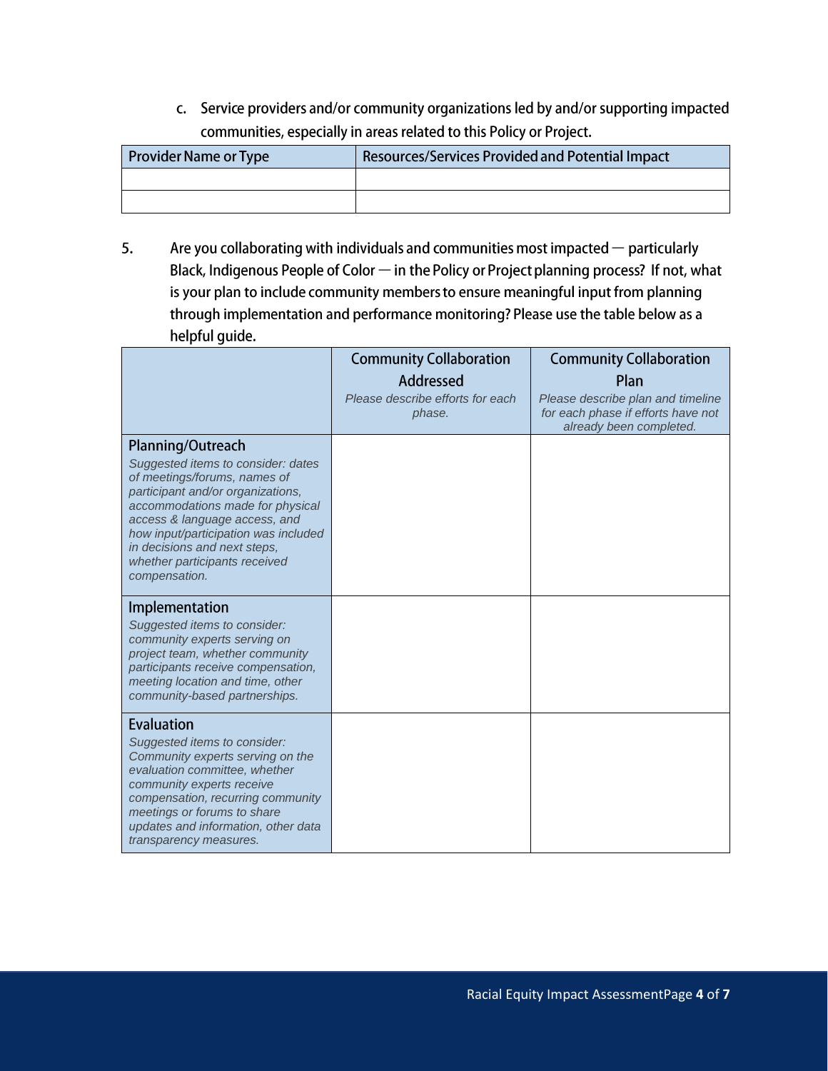c. Service providers and/or community organizations led by and/or supporting impacted communities, especially in areas related to this Policy or Project.

| Provider Name or Type | Resources/Services Provided and Potential Impact |
| --- | --- |
| | |
| | |

5. Are you collaborating with individuals and communities most impacted — particularly Black, Indigenous People of Color — in the Policy or Project planning process? If not, what is your plan to include community members to ensure meaningful input from planning through implementation and performance monitoring? Please use the table below as a helpful guide.

| | Community Collaboration Addressed<br>*Please describe efforts for each phase.* | Community Collaboration Plan<br>*Please describe plan and timeline for each phase if efforts have not already been completed.* |
| --- | --- | --- |
| **Planning/Outreach**<br>*Suggested items to consider: dates of meetings/forums, names of participant and/or organizations, accommodations made for physical access & language access, and how input/participation was included in decisions and next steps, whether participants received compensation.* | | |
| **Implementation**<br>*Suggested items to consider: community experts serving on project team, whether community participants receive compensation, meeting location and time, other community-based partnerships.* | | |
| **Evaluation**<br>*Suggested items to consider: Community experts serving on the evaluation committee, whether community experts receive compensation, recurring community meetings or forums to share updates and information, other data transparency measures.* | | |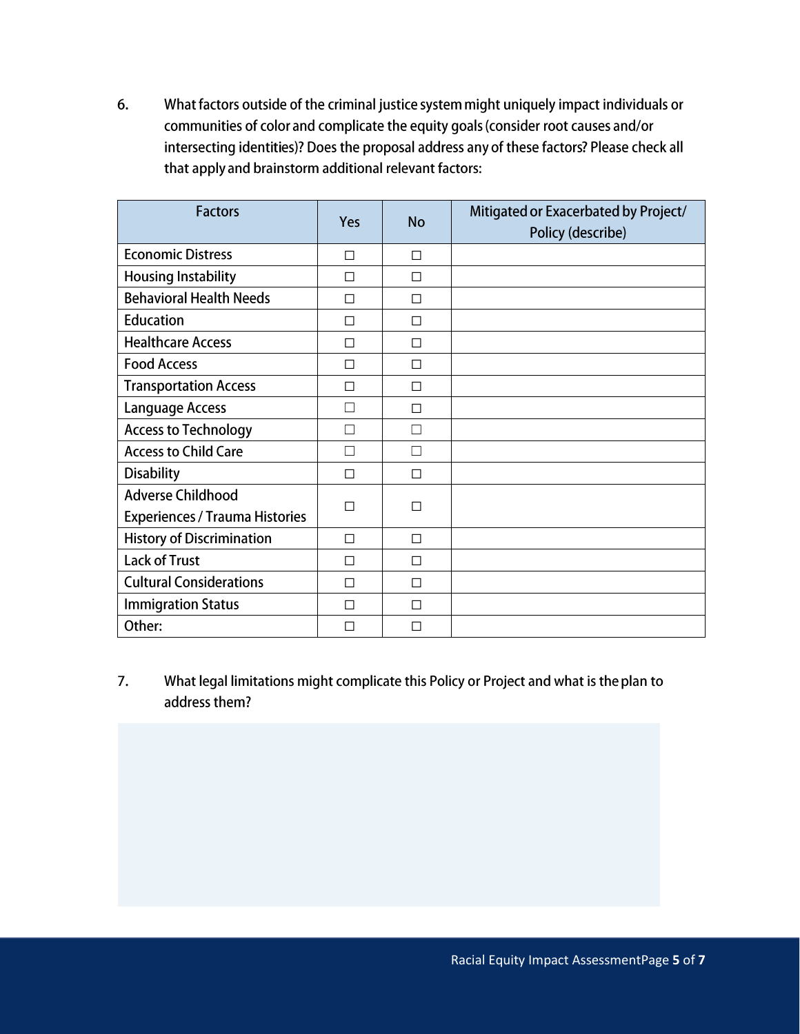6. What factors outside of the criminal justice system might uniquely impact individuals or communities of color and complicate the equity goals (consider root causes and/or intersecting identities)? Does the proposal address any of these factors? Please check all that apply and brainstorm additional relevant factors:

| Factors | Yes | No | Mitigated or Exacerbated by Project/ Policy (describe) |
|---|---|---|---|
| Economic Distress | ☐ | ☐ | |
| Housing Instability | ☐ | ☐ | |
| Behavioral Health Needs | ☐ | ☐ | |
| Education | ☐ | ☐ | |
| Healthcare Access | ☐ | ☐ | |
| Food Access | ☐ | ☐ | |
| Transportation Access | ☐ | ☐ | |
| Language Access | ☐ | ☐ | |
| Access to Technology | ☐ | ☐ | |
| Access to Child Care | ☐ | ☐ | |
| Disability | ☐ | ☐ | |
| Adverse Childhood Experiences / Trauma Histories | ☐ | ☐ | |
| History of Discrimination | ☐ | ☐ | |
| Lack of Trust | ☐ | ☐ | |
| Cultural Considerations | ☐ | ☐ | |
| Immigration Status | ☐ | ☐ | |
| Other: | ☐ | ☐ | |

7. What legal limitations might complicate this Policy or Project and what is the plan to address them?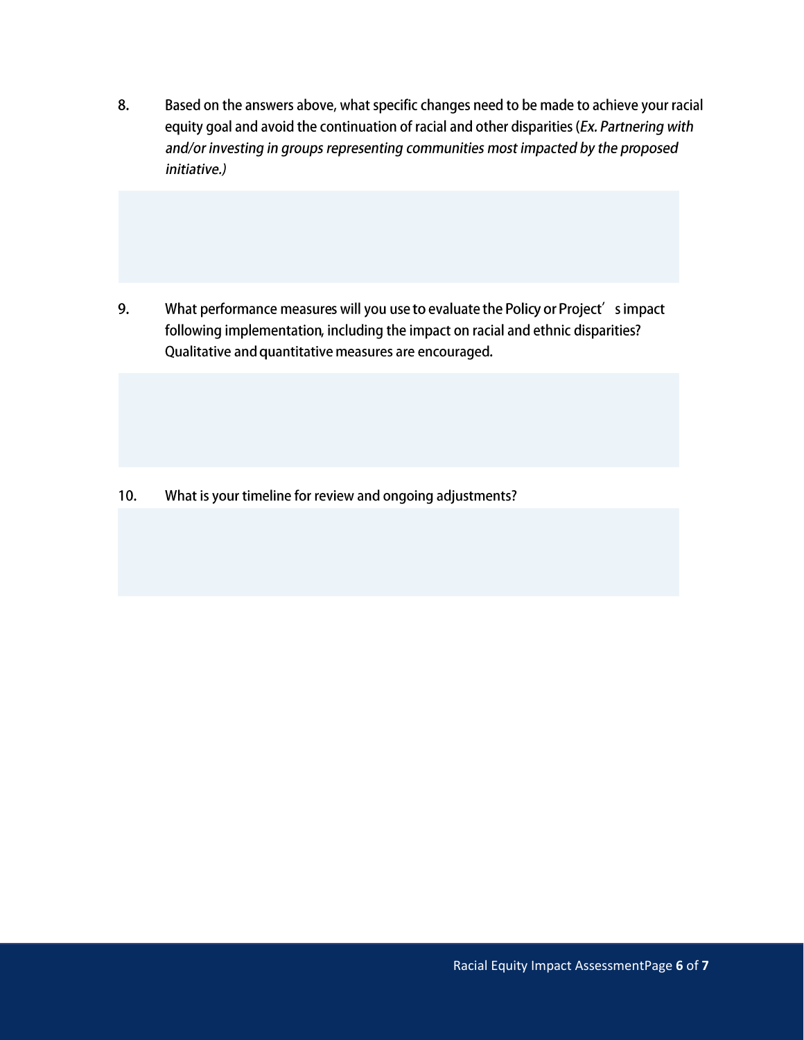8. Based on the answers above, what specific changes need to be made to achieve your racial equity goal and avoid the continuation of racial and other disparities (*Ex. Partnering with and/or investing in groups representing communities most impacted by the proposed initiative.)*

9. What performance measures will you use to evaluate the Policy or Project's impact following implementation, including the impact on racial and ethnic disparities? Qualitative and quantitative measures are encouraged.

10. What is your timeline for review and ongoing adjustments?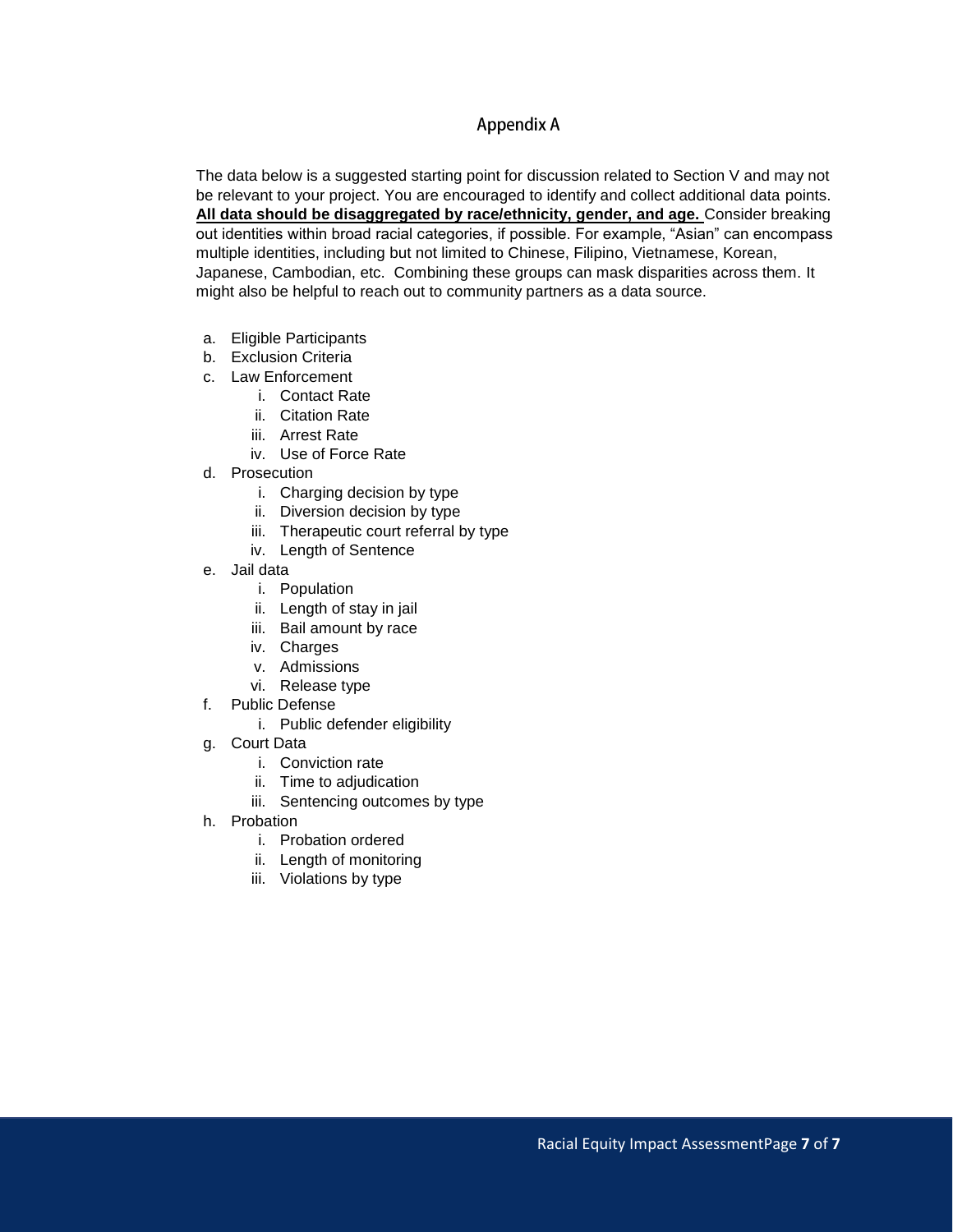## Appendix A

The data below is a suggested starting point for discussion related to Section V and may not be relevant to your project. You are encouraged to identify and collect additional data points. **<u>All data should be disaggregated by race/ethnicity, gender, and age.</u>** Consider breaking out identities within broad racial categories, if possible. For example, "Asian" can encompass multiple identities, including but not limited to Chinese, Filipino, Vietnamese, Korean, Japanese, Cambodian, etc. Combining these groups can mask disparities across them. It might also be helpful to reach out to community partners as a data source.

a. Eligible Participants
b. Exclusion Criteria
c. Law Enforcement
    i. Contact Rate
    ii. Citation Rate
    iii. Arrest Rate
    iv. Use of Force Rate
d. Prosecution
    i. Charging decision by type
    ii. Diversion decision by type
    iii. Therapeutic court referral by type
    iv. Length of Sentence
e. Jail data
    i. Population
    ii. Length of stay in jail
    iii. Bail amount by race
    iv. Charges
    v. Admissions
    vi. Release type
f. Public Defense
    i. Public defender eligibility
g. Court Data
    i. Conviction rate
    ii. Time to adjudication
    iii. Sentencing outcomes by type
h. Probation
    i. Probation ordered
    ii. Length of monitoring
    iii. Violations by type